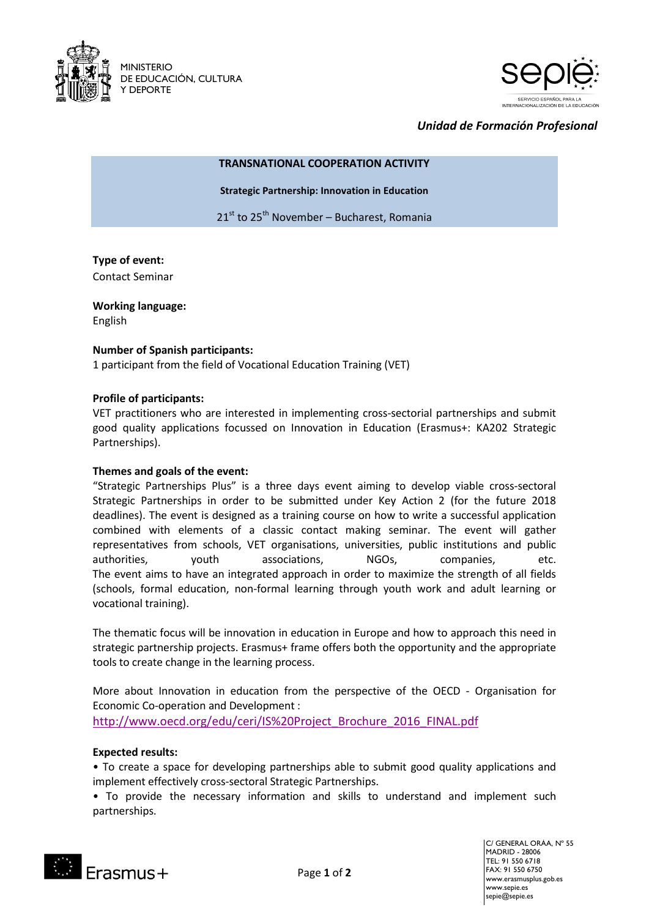MINISTERIO DE EDUCACIÓN, CULTURA Y DEPORTE

*Unidad de Formación Profesional*

**TRANSNATIONAL COOPERATION ACTIVITY**

**Strategic Partnership: Innovation in Education**

21st to 25th November – Bucharest, Romania

**Type of event:**
Contact Seminar

**Working language:**
English

**Number of Spanish participants:**
1 participant from the field of Vocational Education Training (VET)

**Profile of participants:**
VET practitioners who are interested in implementing cross-sectorial partnerships and submit good quality applications focussed on Innovation in Education (Erasmus+: KA202 Strategic Partnerships).

**Themes and goals of the event:**
"Strategic Partnerships Plus" is a three days event aiming to develop viable cross-sectoral Strategic Partnerships in order to be submitted under Key Action 2 (for the future 2018 deadlines). The event is designed as a training course on how to write a successful application combined with elements of a classic contact making seminar. The event will gather representatives from schools, VET organisations, universities, public institutions and public authorities, youth associations, NGOs, companies, etc.
The event aims to have an integrated approach in order to maximize the strength of all fields (schools, formal education, non-formal learning through youth work and adult learning or vocational training).

The thematic focus will be innovation in education in Europe and how to approach this need in strategic partnership projects. Erasmus+ frame offers both the opportunity and the appropriate tools to create change in the learning process.

More about Innovation in education from the perspective of the OECD - Organisation for Economic Co-operation and Development :
http://www.oecd.org/edu/ceri/IS%20Project_Brochure_2016_FINAL.pdf

**Expected results:**

- To create a space for developing partnerships able to submit good quality applications and implement effectively cross-sectoral Strategic Partnerships.
- To provide the necessary information and skills to understand and implement such partnerships.

C/ GENERAL ORÁA, Nº 55
MADRID - 28006
TEL: 91 550 6718
FAX: 91 550 6750
www.erasmusplus.gob.es
www.sepie.es
sepie@sepie.es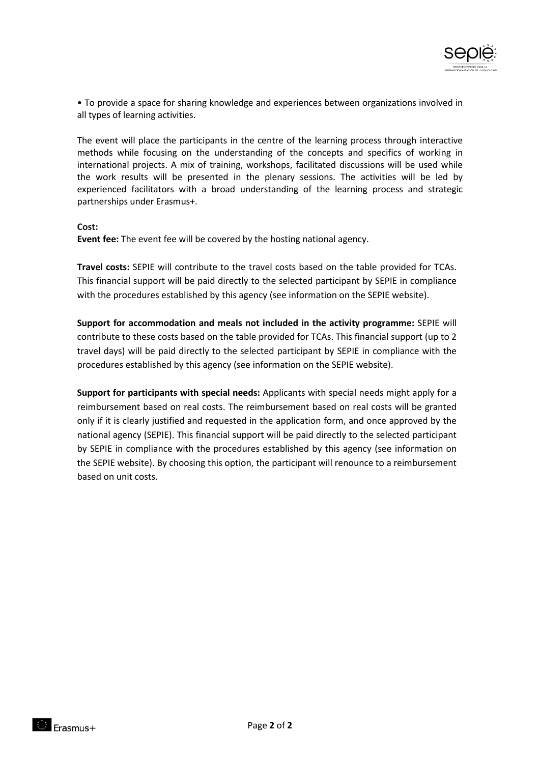• To provide a space for sharing knowledge and experiences between organizations involved in all types of learning activities.

The event will place the participants in the centre of the learning process through interactive methods while focusing on the understanding of the concepts and specifics of working in international projects. A mix of training, workshops, facilitated discussions will be used while the work results will be presented in the plenary sessions. The activities will be led by experienced facilitators with a broad understanding of the learning process and strategic partnerships under Erasmus+.

**Cost:**

**Event fee:** The event fee will be covered by the hosting national agency.

**Travel costs:** SEPIE will contribute to the travel costs based on the table provided for TCAs. This financial support will be paid directly to the selected participant by SEPIE in compliance with the procedures established by this agency (see information on the SEPIE website).

**Support for accommodation and meals not included in the activity programme:** SEPIE will contribute to these costs based on the table provided for TCAs. This financial support (up to 2 travel days) will be paid directly to the selected participant by SEPIE in compliance with the procedures established by this agency (see information on the SEPIE website).

**Support for participants with special needs:** Applicants with special needs might apply for a reimbursement based on real costs. The reimbursement based on real costs will be granted only if it is clearly justified and requested in the application form, and once approved by the national agency (SEPIE). This financial support will be paid directly to the selected participant by SEPIE in compliance with the procedures established by this agency (see information on the SEPIE website). By choosing this option, the participant will renounce to a reimbursement based on unit costs.